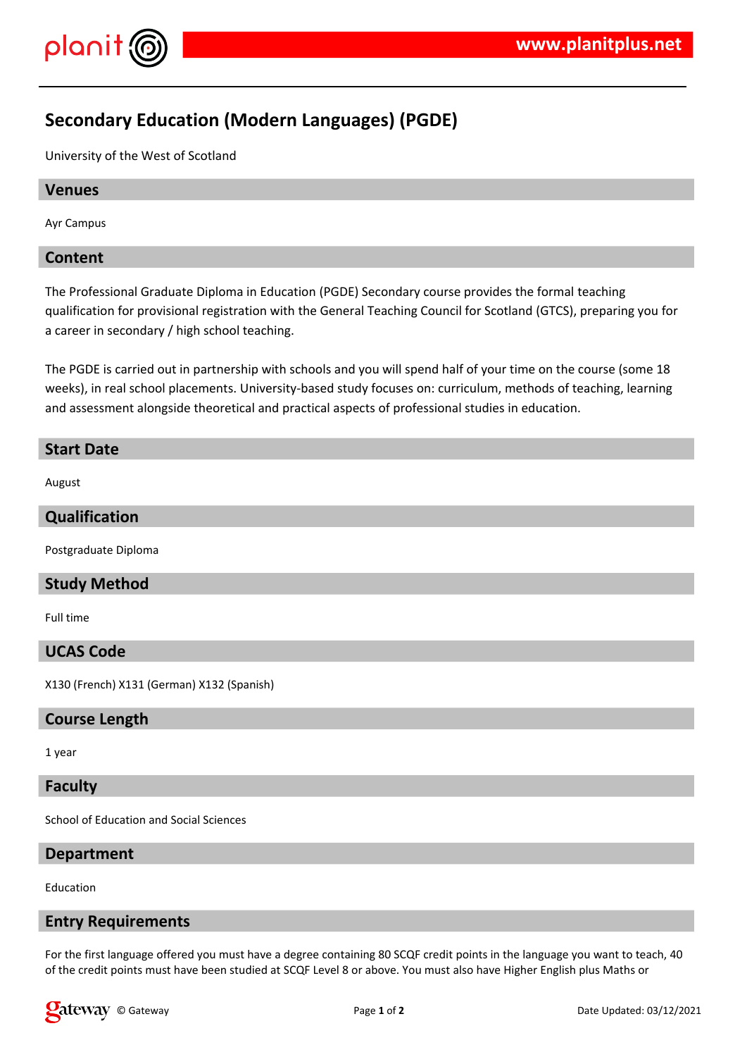# Secondary Education (Modern Languages) (PGDE)

University of the West of Scotland

## Venues

Ayr Campus

## Content

The Professional Graduate Diploma in Education (PGDE) Secondary course provides the formal teaching qualification for provisional registration with the General Teaching Council for Scotland (GTCS), preparing you for a career in secondary / high school teaching.

The PGDE is carried out in partnership with schools and you will spend half of your time on the course (some 18 weeks), in real school placements. University-based study focuses on: curriculum, methods of teaching, learning and assessment alongside theoretical and practical aspects of professional studies in education.

## Start Date

August

## Qualification

Postgraduate Diploma

## Study Method

Full time

## UCAS Code

X130 (French) X131 (German) X132 (Spanish)

## Course Length

1 year

## Faculty

School of Education and Social Sciences

## Department

Education

## Entry Requirements

For the first language offered you must have a degree containing 80 SCQF credit points in the language you want to teach, 40 of the credit points must have been studied at SCQF Level 8 or above. You must also have Higher English plus Maths or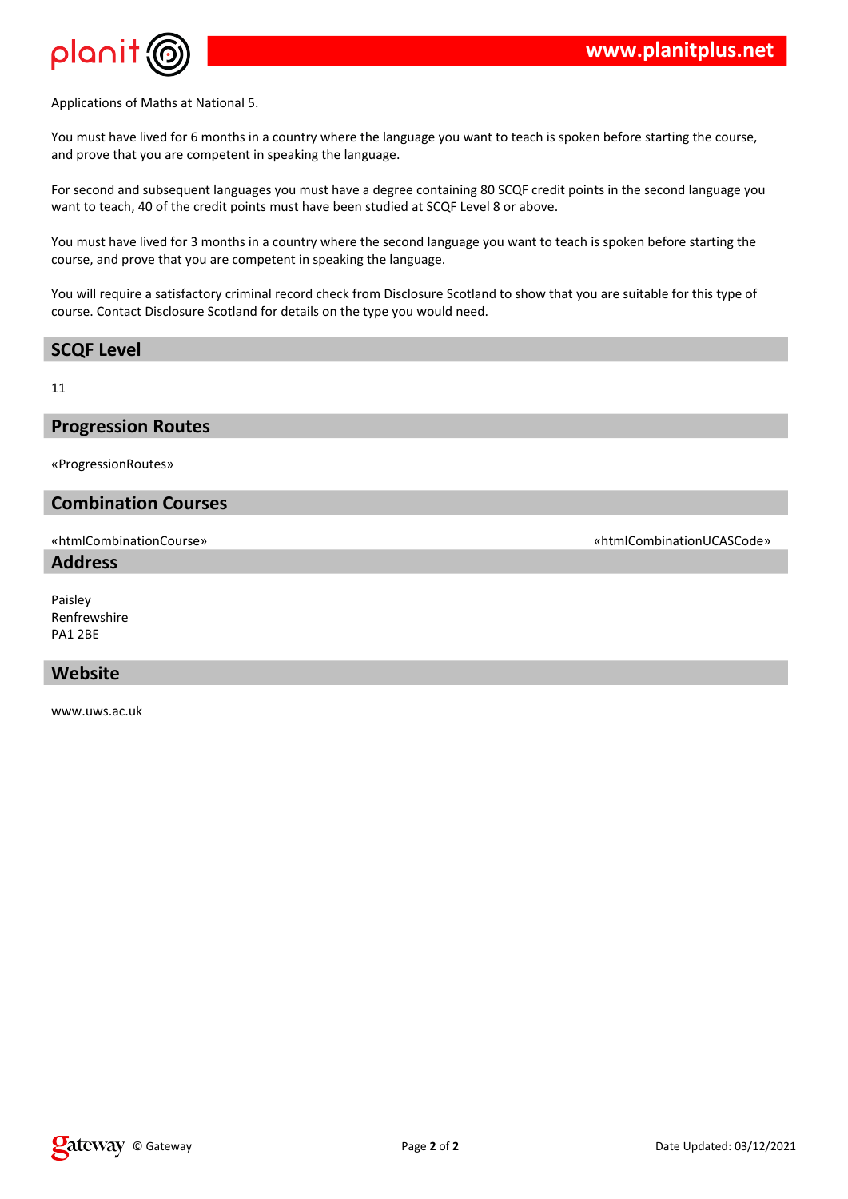Applications of Maths at National 5.

You must have lived for 6 months in a country where the language you want to teach is spoken before starting the course, and prove that you are competent in speaking the language.

For second and subsequent languages you must have a degree containing 80 SCQF credit points in the second language you want to teach, 40 of the credit points must have been studied at SCQF Level 8 or above.

You must have lived for 3 months in a country where the second language you want to teach is spoken before starting the course, and prove that you are competent in speaking the language.

You will require a satisfactory criminal record check from Disclosure Scotland to show that you are suitable for this type of course. Contact Disclosure Scotland for details on the type you would need.

## SCQF Level

11

## Progression Routes

«ProgressionRoutes»

## Combination Courses

«htmlCombinationCourse» «htmlCombinationUCASCode»

## Address

Paisley
Renfrewshire
PA1 2BE

## Website

www.uws.ac.uk